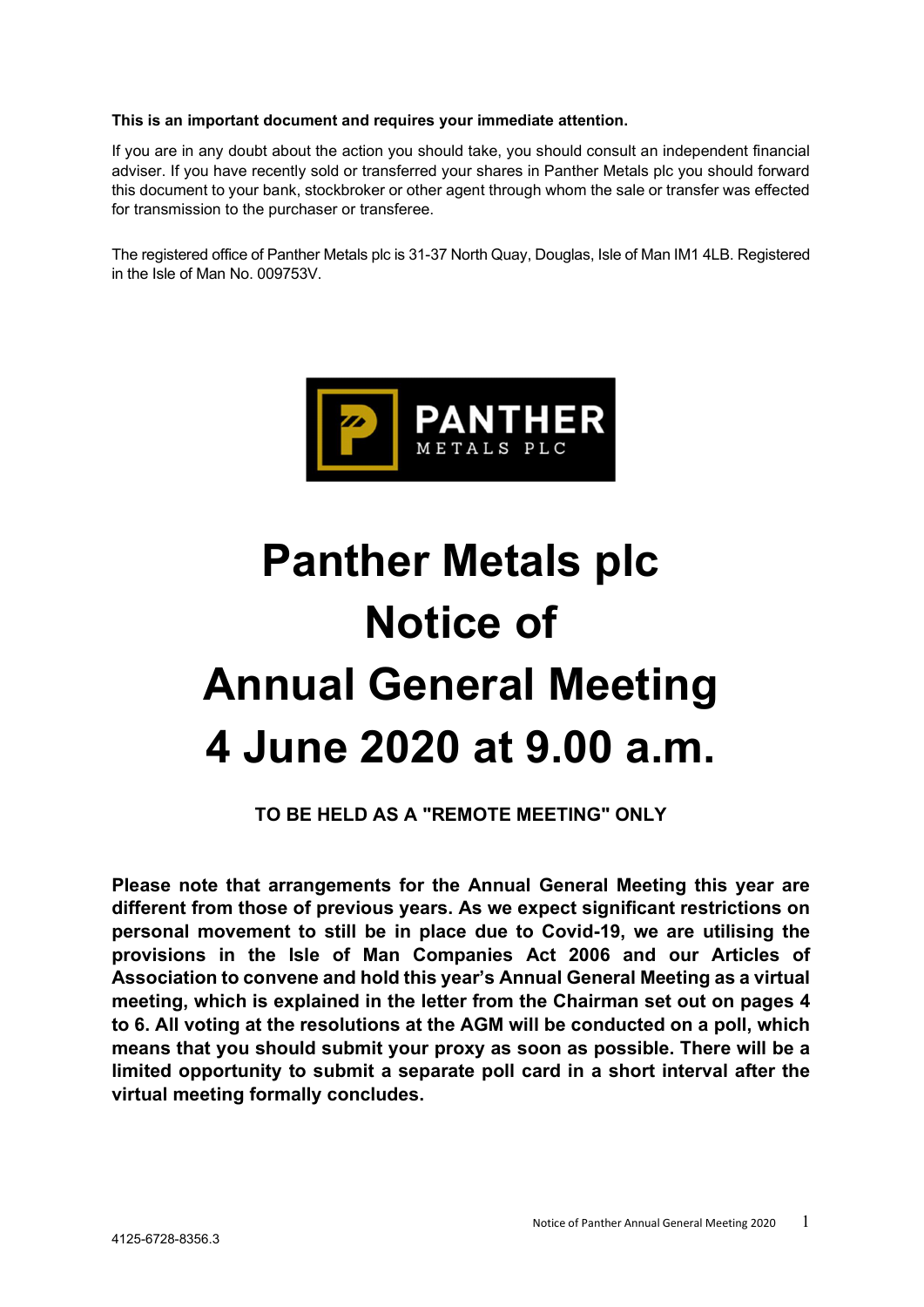**This is an important document and requires your immediate attention.**

If you are in any doubt about the action you should take, you should consult an independent financial adviser. If you have recently sold or transferred your shares in Panther Metals plc you should forward this document to your bank, stockbroker or other agent through whom the sale or transfer was effected for transmission to the purchaser or transferee.

The registered office of Panther Metals plc is 31-37 North Quay, Douglas, Isle of Man IM1 4LB. Registered in the Isle of Man No. 009753V.

PANTHER METALS PLC

# Panther Metals plc Notice of Annual General Meeting 4 June 2020 at 9.00 a.m.

**TO BE HELD AS A "REMOTE MEETING" ONLY**

**Please note that arrangements for the Annual General Meeting this year are different from those of previous years. As we expect significant restrictions on personal movement to still be in place due to Covid-19, we are utilising the provisions in the Isle of Man Companies Act 2006 and our Articles of Association to convene and hold this year's Annual General Meeting as a virtual meeting, which is explained in the letter from the Chairman set out on pages 4 to 6. All voting at the resolutions at the AGM will be conducted on a poll, which means that you should submit your proxy as soon as possible. There will be a limited opportunity to submit a separate poll card in a short interval after the virtual meeting formally concludes.**

4125-6728-8356.3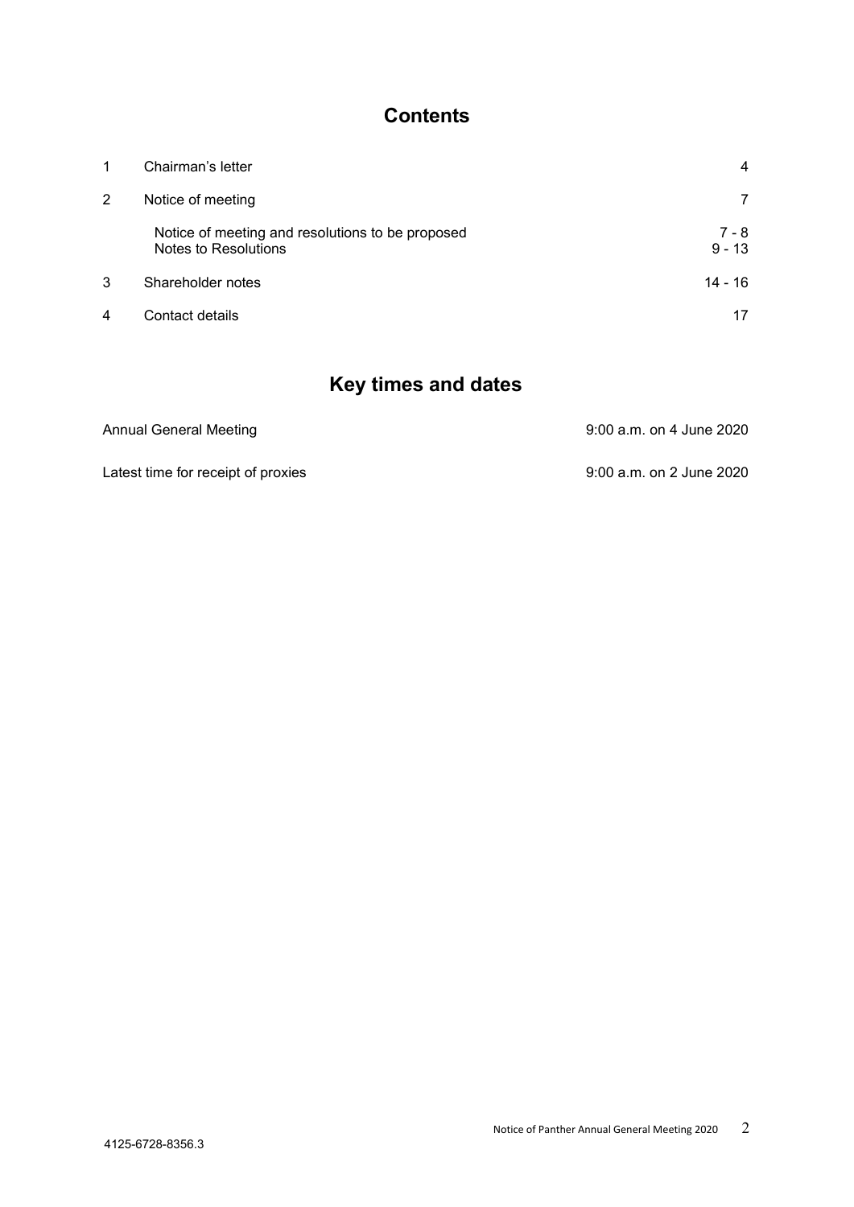## Contents

| | | |
|---|---|---|
| 1 | Chairman's letter | 4 |
| 2 | Notice of meeting | 7 |
| | Notice of meeting and resolutions to be proposed | 7 - 8 |
| | Notes to Resolutions | 9 - 13 |
| 3 | Shareholder notes | 14 - 16 |
| 4 | Contact details | 17 |

## Key times and dates

| | |
|---|---|
| Annual General Meeting | 9:00 a.m. on 4 June 2020 |
| Latest time for receipt of proxies | 9:00 a.m. on 2 June 2020 |

4125-6728-8356.3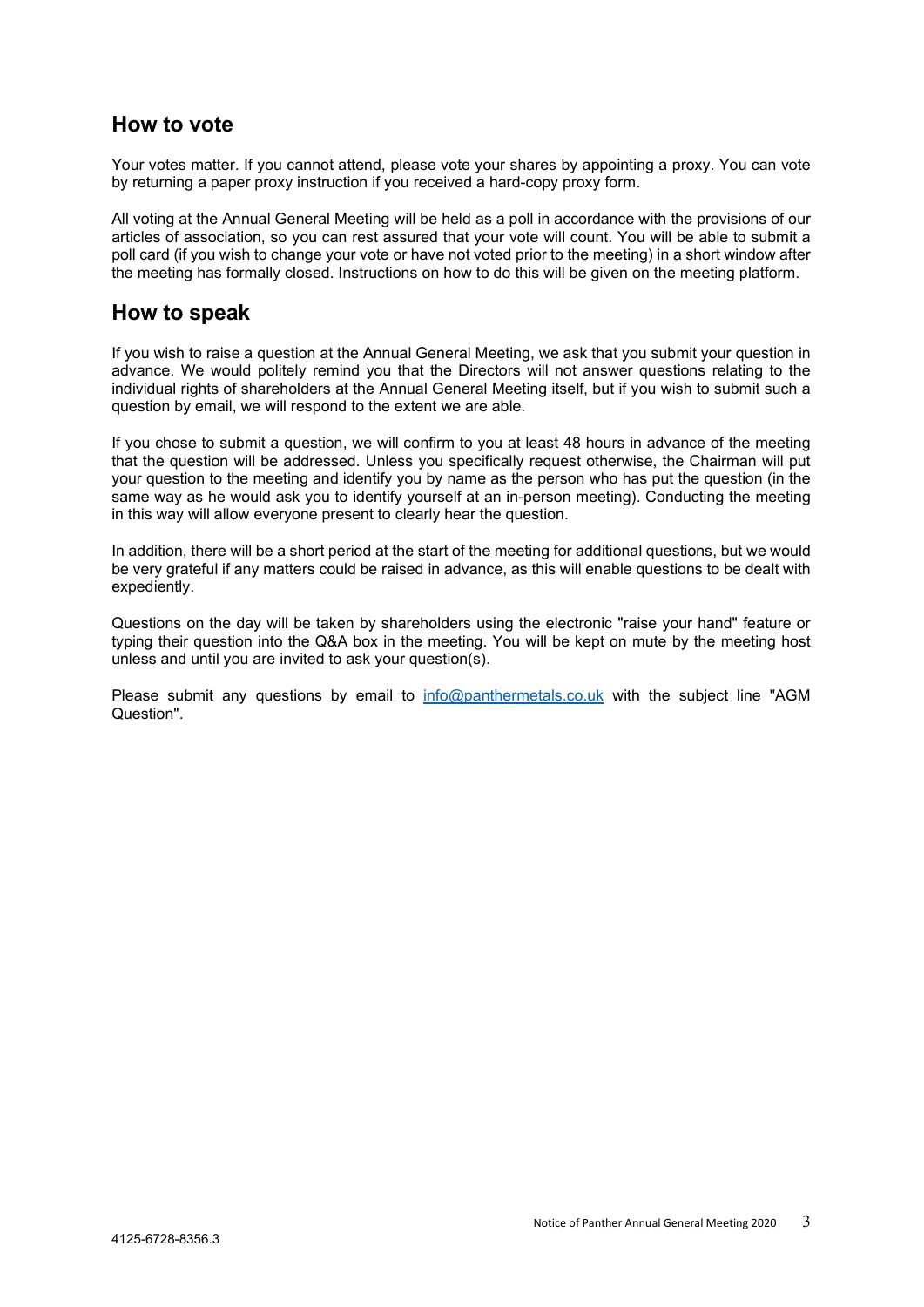## How to vote

Your votes matter. If you cannot attend, please vote your shares by appointing a proxy. You can vote by returning a paper proxy instruction if you received a hard-copy proxy form.

All voting at the Annual General Meeting will be held as a poll in accordance with the provisions of our articles of association, so you can rest assured that your vote will count. You will be able to submit a poll card (if you wish to change your vote or have not voted prior to the meeting) in a short window after the meeting has formally closed. Instructions on how to do this will be given on the meeting platform.

## How to speak

If you wish to raise a question at the Annual General Meeting, we ask that you submit your question in advance. We would politely remind you that the Directors will not answer questions relating to the individual rights of shareholders at the Annual General Meeting itself, but if you wish to submit such a question by email, we will respond to the extent we are able.

If you chose to submit a question, we will confirm to you at least 48 hours in advance of the meeting that the question will be addressed. Unless you specifically request otherwise, the Chairman will put your question to the meeting and identify you by name as the person who has put the question (in the same way as he would ask you to identify yourself at an in-person meeting). Conducting the meeting in this way will allow everyone present to clearly hear the question.

In addition, there will be a short period at the start of the meeting for additional questions, but we would be very grateful if any matters could be raised in advance, as this will enable questions to be dealt with expediently.

Questions on the day will be taken by shareholders using the electronic "raise your hand" feature or typing their question into the Q&A box in the meeting. You will be kept on mute by the meeting host unless and until you are invited to ask your question(s).

Please submit any questions by email to info@panthermetals.co.uk with the subject line "AGM Question".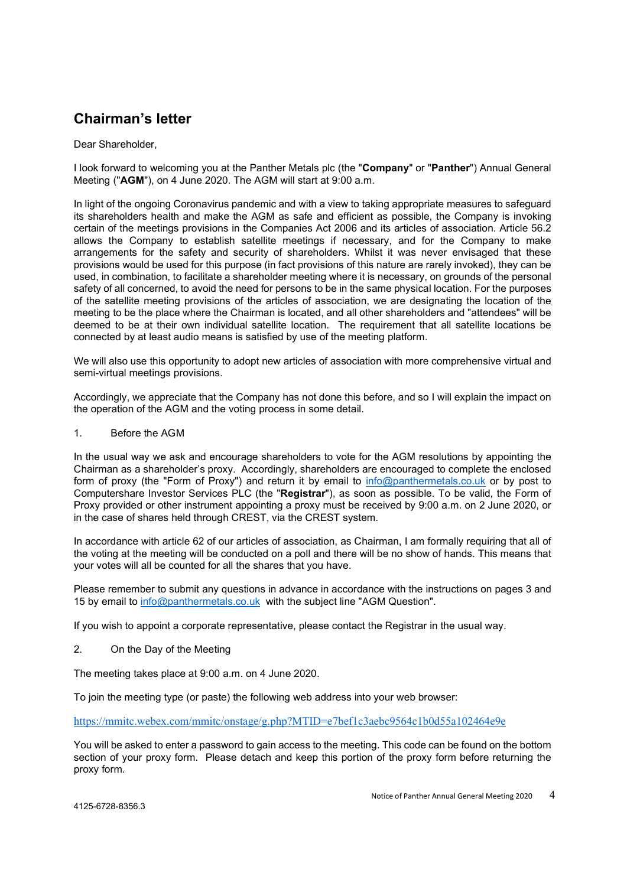## Chairman's letter

Dear Shareholder,

I look forward to welcoming you at the Panther Metals plc (the "**Company**" or "**Panther**") Annual General Meeting ("**AGM**"), on 4 June 2020. The AGM will start at 9:00 a.m.

In light of the ongoing Coronavirus pandemic and with a view to taking appropriate measures to safeguard its shareholders health and make the AGM as safe and efficient as possible, the Company is invoking certain of the meetings provisions in the Companies Act 2006 and its articles of association. Article 56.2 allows the Company to establish satellite meetings if necessary, and for the Company to make arrangements for the safety and security of shareholders. Whilst it was never envisaged that these provisions would be used for this purpose (in fact provisions of this nature are rarely invoked), they can be used, in combination, to facilitate a shareholder meeting where it is necessary, on grounds of the personal safety of all concerned, to avoid the need for persons to be in the same physical location. For the purposes of the satellite meeting provisions of the articles of association, we are designating the location of the meeting to be the place where the Chairman is located, and all other shareholders and "attendees" will be deemed to be at their own individual satellite location. The requirement that all satellite locations be connected by at least audio means is satisfied by use of the meeting platform.

We will also use this opportunity to adopt new articles of association with more comprehensive virtual and semi-virtual meetings provisions.

Accordingly, we appreciate that the Company has not done this before, and so I will explain the impact on the operation of the AGM and the voting process in some detail.

1. Before the AGM

In the usual way we ask and encourage shareholders to vote for the AGM resolutions by appointing the Chairman as a shareholder's proxy. Accordingly, shareholders are encouraged to complete the enclosed form of proxy (the "Form of Proxy") and return it by email to info@panthermetals.co.uk or by post to Computershare Investor Services PLC (the "**Registrar**"), as soon as possible. To be valid, the Form of Proxy provided or other instrument appointing a proxy must be received by 9:00 a.m. on 2 June 2020, or in the case of shares held through CREST, via the CREST system.

In accordance with article 62 of our articles of association, as Chairman, I am formally requiring that all of the voting at the meeting will be conducted on a poll and there will be no show of hands. This means that your votes will all be counted for all the shares that you have.

Please remember to submit any questions in advance in accordance with the instructions on pages 3 and 15 by email to info@panthermetals.co.uk with the subject line "AGM Question".

If you wish to appoint a corporate representative, please contact the Registrar in the usual way.

2. On the Day of the Meeting

The meeting takes place at 9:00 a.m. on 4 June 2020.

To join the meeting type (or paste) the following web address into your web browser:

https://mmitc.webex.com/mmitc/onstage/g.php?MTID=e7bef1c3aebc9564c1b0d55a102464e9e

You will be asked to enter a password to gain access to the meeting. This code can be found on the bottom section of your proxy form. Please detach and keep this portion of the proxy form before returning the proxy form.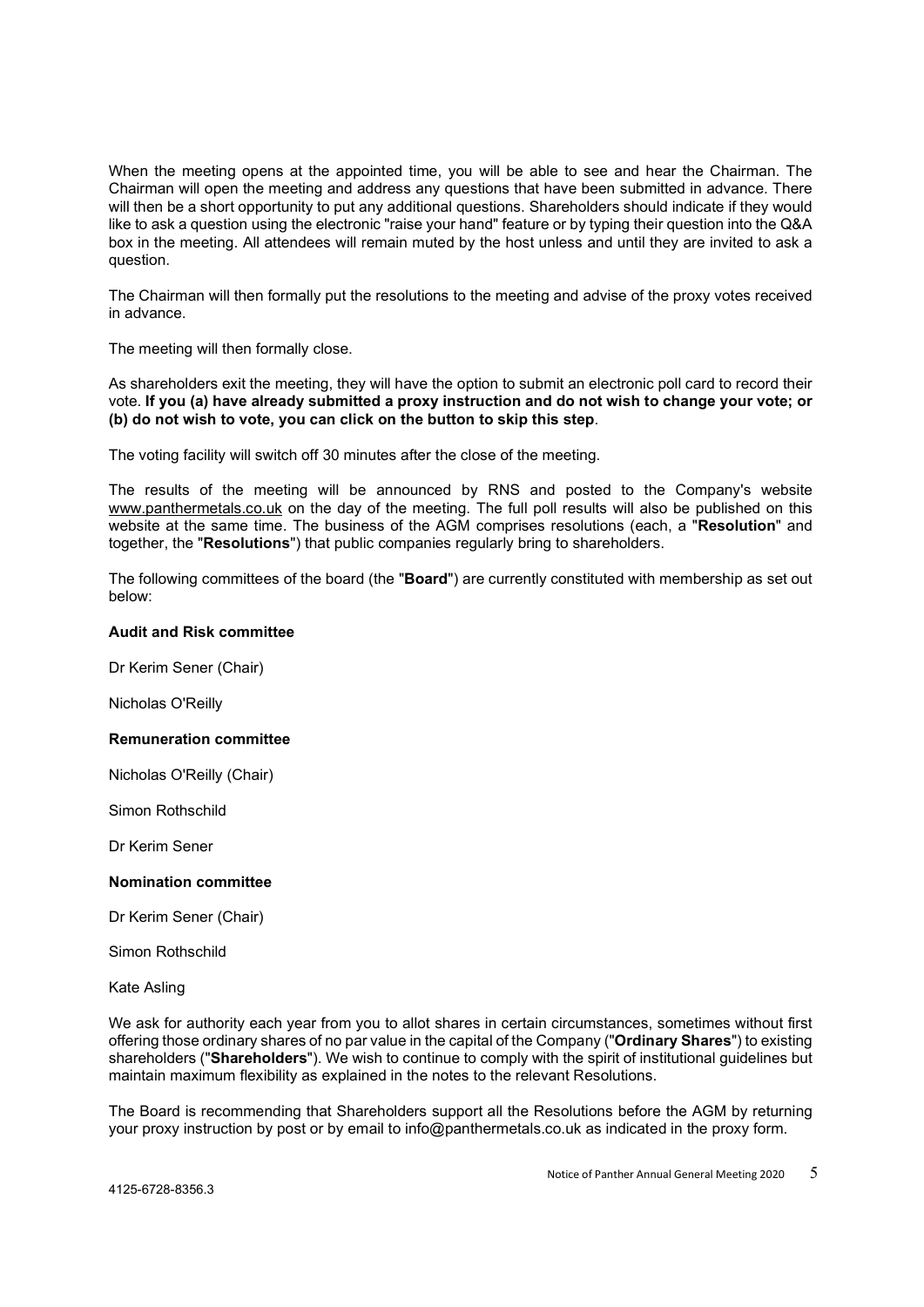When the meeting opens at the appointed time, you will be able to see and hear the Chairman. The Chairman will open the meeting and address any questions that have been submitted in advance. There will then be a short opportunity to put any additional questions. Shareholders should indicate if they would like to ask a question using the electronic "raise your hand" feature or by typing their question into the Q&A box in the meeting. All attendees will remain muted by the host unless and until they are invited to ask a question.

The Chairman will then formally put the resolutions to the meeting and advise of the proxy votes received in advance.

The meeting will then formally close.

As shareholders exit the meeting, they will have the option to submit an electronic poll card to record their vote. **If you (a) have already submitted a proxy instruction and do not wish to change your vote; or (b) do not wish to vote, you can click on the button to skip this step**.

The voting facility will switch off 30 minutes after the close of the meeting.

The results of the meeting will be announced by RNS and posted to the Company's website www.panthermetals.co.uk on the day of the meeting. The full poll results will also be published on this website at the same time. The business of the AGM comprises resolutions (each, a "**Resolution**" and together, the "**Resolutions**") that public companies regularly bring to shareholders.

The following committees of the board (the "**Board**") are currently constituted with membership as set out below:

**Audit and Risk committee**

Dr Kerim Sener (Chair)

Nicholas O'Reilly

**Remuneration committee**

Nicholas O'Reilly (Chair)

Simon Rothschild

Dr Kerim Sener

**Nomination committee**

Dr Kerim Sener (Chair)

Simon Rothschild

Kate Asling

We ask for authority each year from you to allot shares in certain circumstances, sometimes without first offering those ordinary shares of no par value in the capital of the Company ("**Ordinary Shares**") to existing shareholders ("**Shareholders**"). We wish to continue to comply with the spirit of institutional guidelines but maintain maximum flexibility as explained in the notes to the relevant Resolutions.

The Board is recommending that Shareholders support all the Resolutions before the AGM by returning your proxy instruction by post or by email to info@panthermetals.co.uk as indicated in the proxy form.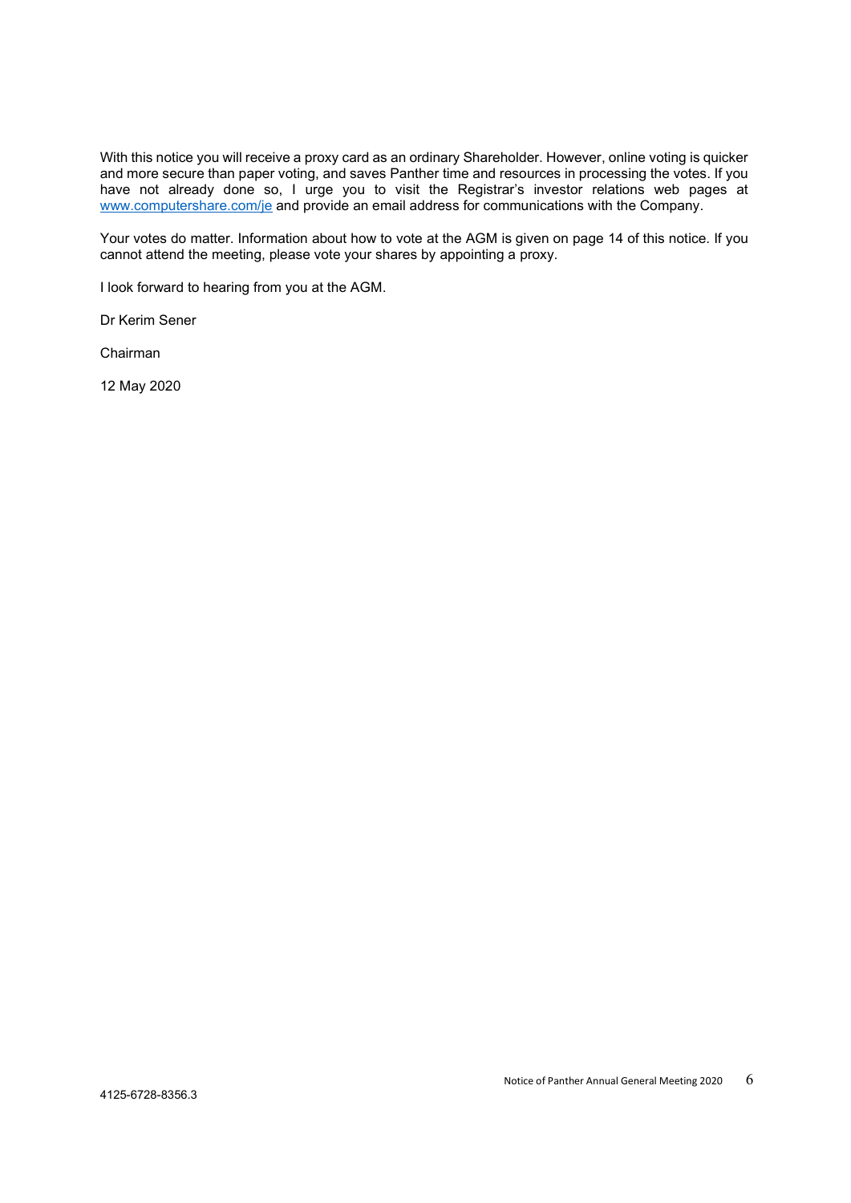With this notice you will receive a proxy card as an ordinary Shareholder. However, online voting is quicker and more secure than paper voting, and saves Panther time and resources in processing the votes. If you have not already done so, I urge you to visit the Registrar's investor relations web pages at [www.computershare.com/je](http://www.computershare.com/je) and provide an email address for communications with the Company.

Your votes do matter. Information about how to vote at the AGM is given on page 14 of this notice. If you cannot attend the meeting, please vote your shares by appointing a proxy.

I look forward to hearing from you at the AGM.

Dr Kerim Sener

Chairman

12 May 2020

4125-6728-8356.3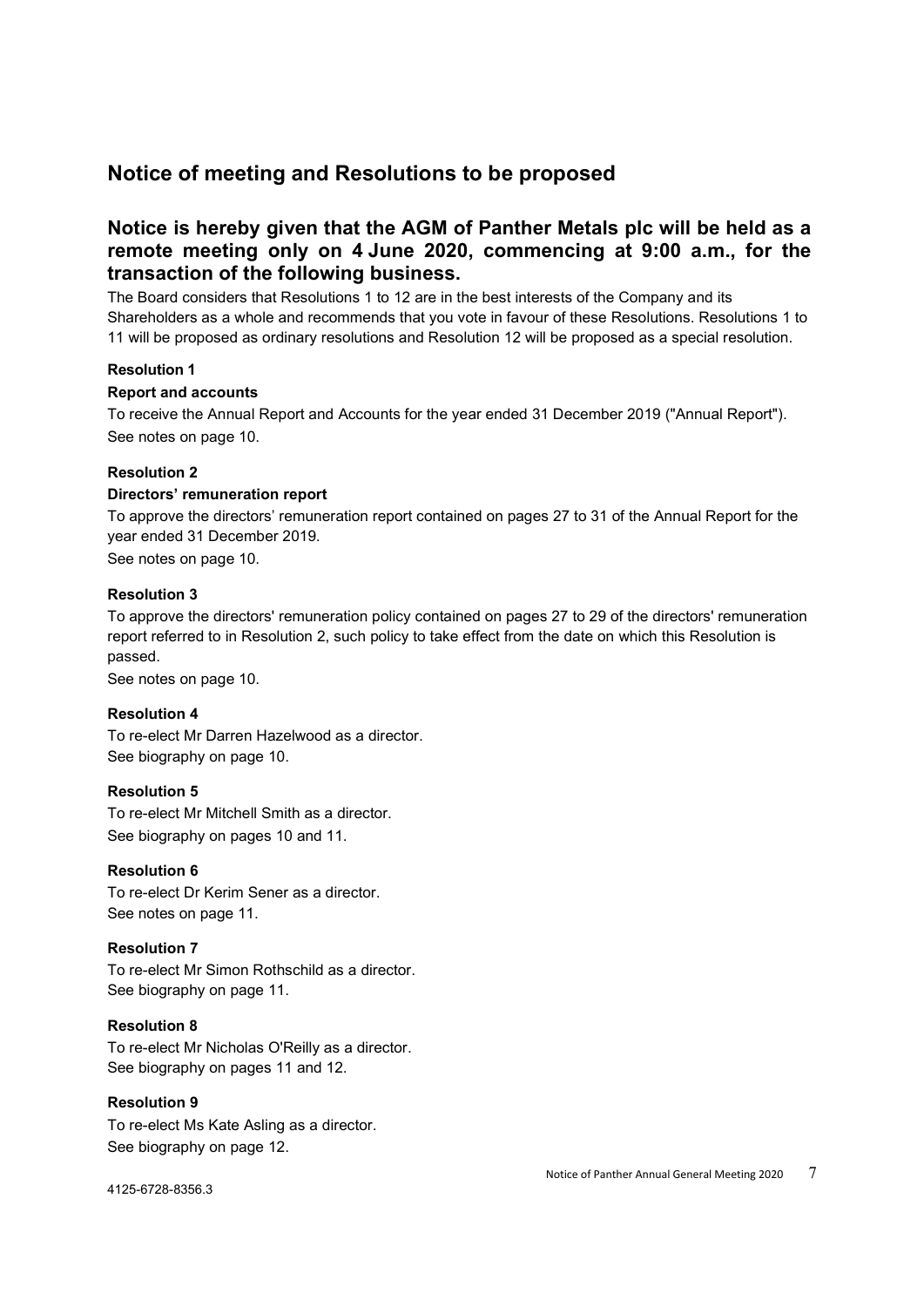# Notice of meeting and Resolutions to be proposed

## Notice is hereby given that the AGM of Panther Metals plc will be held as a remote meeting only on 4 June 2020, commencing at 9:00 a.m., for the transaction of the following business.

The Board considers that Resolutions 1 to 12 are in the best interests of the Company and its Shareholders as a whole and recommends that you vote in favour of these Resolutions. Resolutions 1 to 11 will be proposed as ordinary resolutions and Resolution 12 will be proposed as a special resolution.

**Resolution 1**

**Report and accounts**

To receive the Annual Report and Accounts for the year ended 31 December 2019 ("Annual Report").
See notes on page 10.

**Resolution 2**

**Directors' remuneration report**

To approve the directors' remuneration report contained on pages 27 to 31 of the Annual Report for the year ended 31 December 2019.
See notes on page 10.

**Resolution 3**

To approve the directors' remuneration policy contained on pages 27 to 29 of the directors' remuneration report referred to in Resolution 2, such policy to take effect from the date on which this Resolution is passed.
See notes on page 10.

**Resolution 4**

To re-elect Mr Darren Hazelwood as a director.
See biography on page 10.

**Resolution 5**

To re-elect Mr Mitchell Smith as a director.
See biography on pages 10 and 11.

**Resolution 6**

To re-elect Dr Kerim Sener as a director.
See notes on page 11.

**Resolution 7**

To re-elect Mr Simon Rothschild as a director.
See biography on page 11.

**Resolution 8**

To re-elect Mr Nicholas O'Reilly as a director.
See biography on pages 11 and 12.

**Resolution 9**

To re-elect Ms Kate Asling as a director.
See biography on page 12.

4125-6728-8356.3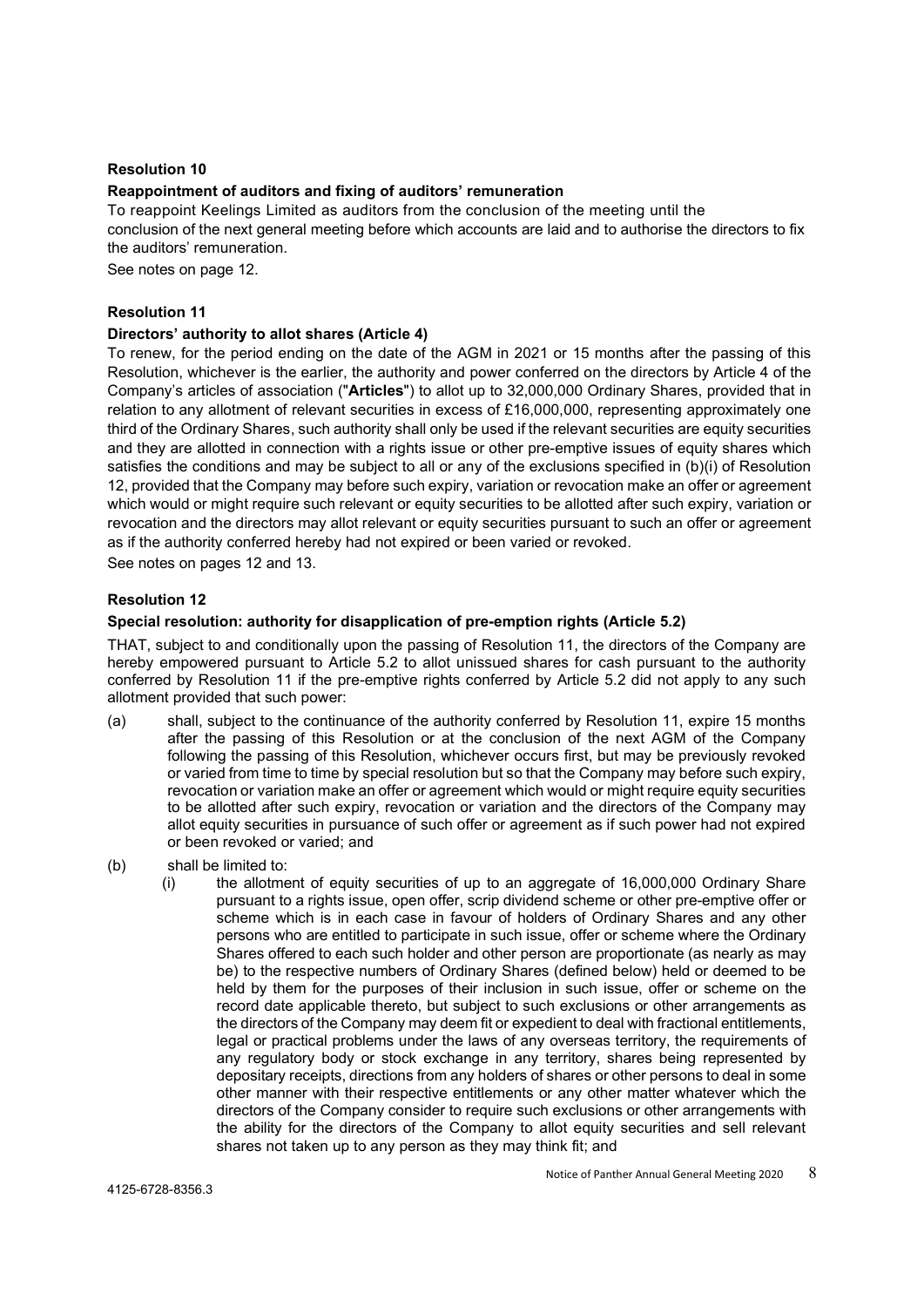**Resolution 10**

**Reappointment of auditors and fixing of auditors' remuneration**

To reappoint Keelings Limited as auditors from the conclusion of the meeting until the conclusion of the next general meeting before which accounts are laid and to authorise the directors to fix the auditors' remuneration.

See notes on page 12.

**Resolution 11**

**Directors' authority to allot shares (Article 4)**

To renew, for the period ending on the date of the AGM in 2021 or 15 months after the passing of this Resolution, whichever is the earlier, the authority and power conferred on the directors by Article 4 of the Company's articles of association ("**Articles**") to allot up to 32,000,000 Ordinary Shares, provided that in relation to any allotment of relevant securities in excess of £16,000,000, representing approximately one third of the Ordinary Shares, such authority shall only be used if the relevant securities are equity securities and they are allotted in connection with a rights issue or other pre-emptive issues of equity shares which satisfies the conditions and may be subject to all or any of the exclusions specified in (b)(i) of Resolution 12, provided that the Company may before such expiry, variation or revocation make an offer or agreement which would or might require such relevant or equity securities to be allotted after such expiry, variation or revocation and the directors may allot relevant or equity securities pursuant to such an offer or agreement as if the authority conferred hereby had not expired or been varied or revoked.

See notes on pages 12 and 13.

**Resolution 12**

**Special resolution: authority for disapplication of pre-emption rights (Article 5.2)**

THAT, subject to and conditionally upon the passing of Resolution 11, the directors of the Company are hereby empowered pursuant to Article 5.2 to allot unissued shares for cash pursuant to the authority conferred by Resolution 11 if the pre-emptive rights conferred by Article 5.2 did not apply to any such allotment provided that such power:

(a) shall, subject to the continuance of the authority conferred by Resolution 11, expire 15 months after the passing of this Resolution or at the conclusion of the next AGM of the Company following the passing of this Resolution, whichever occurs first, but may be previously revoked or varied from time to time by special resolution but so that the Company may before such expiry, revocation or variation make an offer or agreement which would or might require equity securities to be allotted after such expiry, revocation or variation and the directors of the Company may allot equity securities in pursuance of such offer or agreement as if such power had not expired or been revoked or varied; and

(b) shall be limited to:

(i) the allotment of equity securities of up to an aggregate of 16,000,000 Ordinary Share pursuant to a rights issue, open offer, scrip dividend scheme or other pre-emptive offer or scheme which is in each case in favour of holders of Ordinary Shares and any other persons who are entitled to participate in such issue, offer or scheme where the Ordinary Shares offered to each such holder and other person are proportionate (as nearly as may be) to the respective numbers of Ordinary Shares (defined below) held or deemed to be held by them for the purposes of their inclusion in such issue, offer or scheme on the record date applicable thereto, but subject to such exclusions or other arrangements as the directors of the Company may deem fit or expedient to deal with fractional entitlements, legal or practical problems under the laws of any overseas territory, the requirements of any regulatory body or stock exchange in any territory, shares being represented by depositary receipts, directions from any holders of shares or other persons to deal in some other manner with their respective entitlements or any other matter whatever which the directors of the Company consider to require such exclusions or other arrangements with the ability for the directors of the Company to allot equity securities and sell relevant shares not taken up to any person as they may think fit; and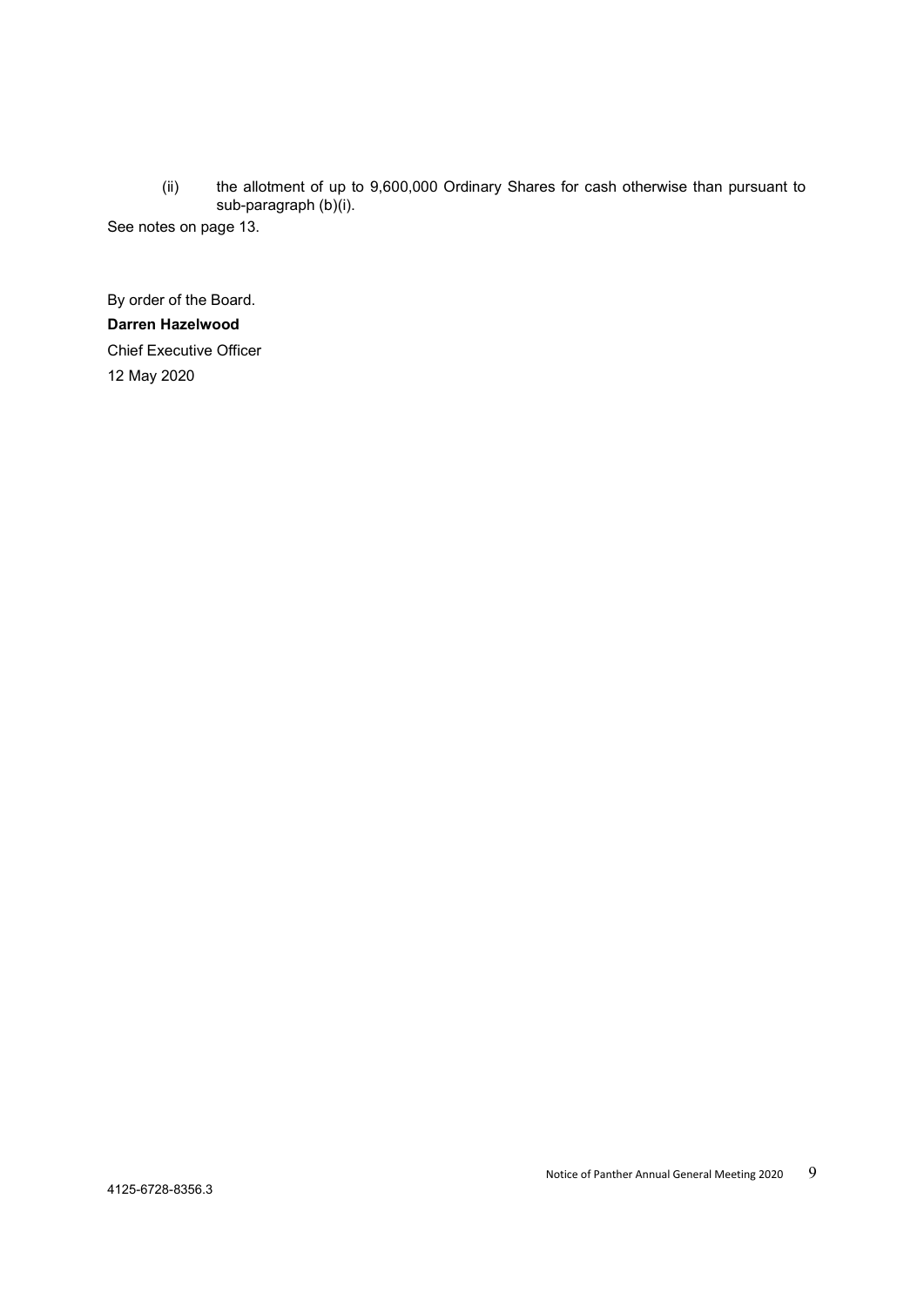(ii) the allotment of up to 9,600,000 Ordinary Shares for cash otherwise than pursuant to sub-paragraph (b)(i).

See notes on page 13.

By order of the Board.

**Darren Hazelwood**

Chief Executive Officer

12 May 2020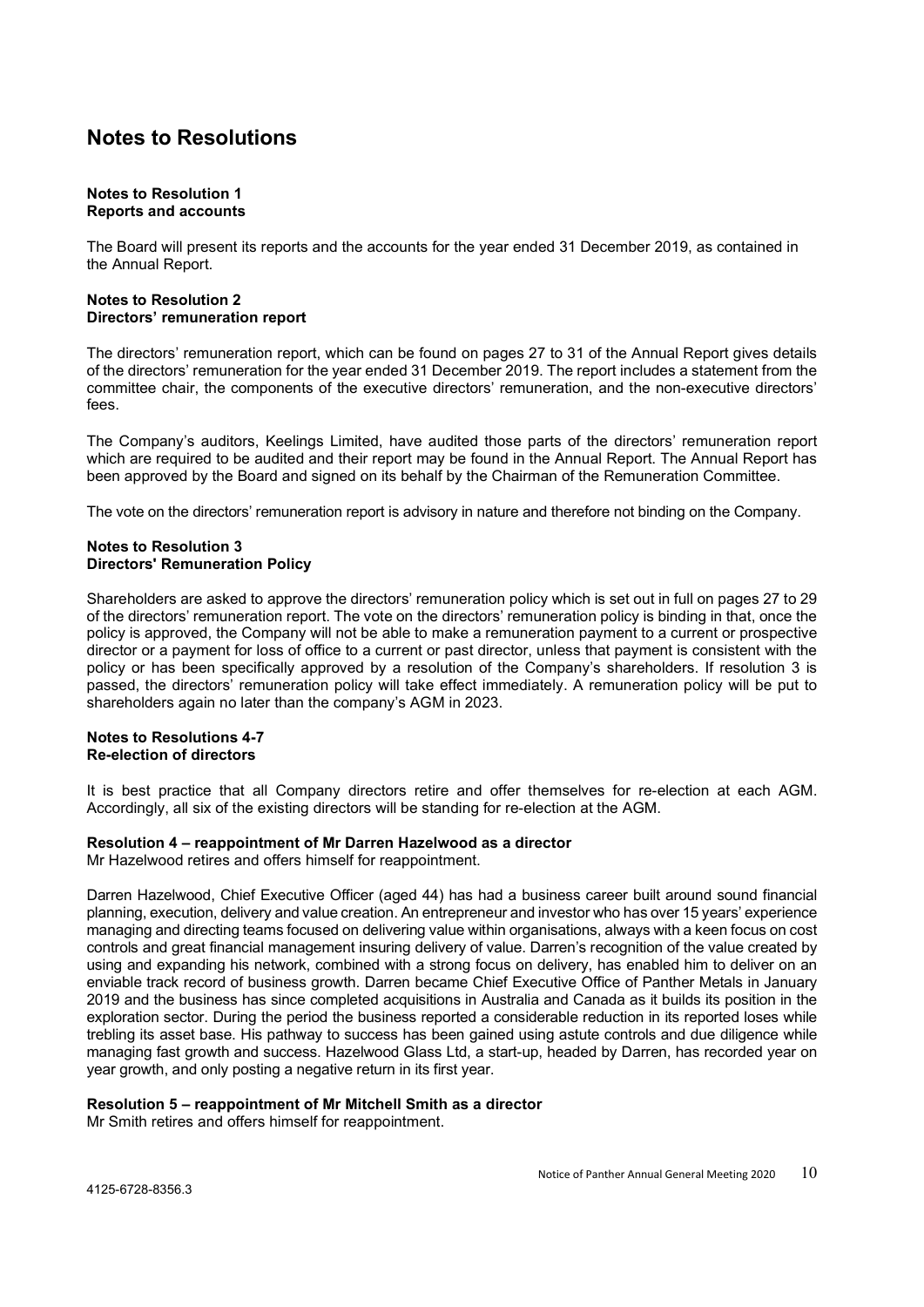# Notes to Resolutions

**Notes to Resolution 1**
**Reports and accounts**

The Board will present its reports and the accounts for the year ended 31 December 2019, as contained in the Annual Report.

**Notes to Resolution 2**
**Directors' remuneration report**

The directors' remuneration report, which can be found on pages 27 to 31 of the Annual Report gives details of the directors' remuneration for the year ended 31 December 2019. The report includes a statement from the committee chair, the components of the executive directors' remuneration, and the non-executive directors' fees.

The Company's auditors, Keelings Limited, have audited those parts of the directors' remuneration report which are required to be audited and their report may be found in the Annual Report. The Annual Report has been approved by the Board and signed on its behalf by the Chairman of the Remuneration Committee.

The vote on the directors' remuneration report is advisory in nature and therefore not binding on the Company.

**Notes to Resolution 3**
**Directors' Remuneration Policy**

Shareholders are asked to approve the directors' remuneration policy which is set out in full on pages 27 to 29 of the directors' remuneration report. The vote on the directors' remuneration policy is binding in that, once the policy is approved, the Company will not be able to make a remuneration payment to a current or prospective director or a payment for loss of office to a current or past director, unless that payment is consistent with the policy or has been specifically approved by a resolution of the Company's shareholders. If resolution 3 is passed, the directors' remuneration policy will take effect immediately. A remuneration policy will be put to shareholders again no later than the company's AGM in 2023.

**Notes to Resolutions 4-7**
**Re-election of directors**

It is best practice that all Company directors retire and offer themselves for re-election at each AGM. Accordingly, all six of the existing directors will be standing for re-election at the AGM.

**Resolution 4 – reappointment of Mr Darren Hazelwood as a director**
Mr Hazelwood retires and offers himself for reappointment.

Darren Hazelwood, Chief Executive Officer (aged 44) has had a business career built around sound financial planning, execution, delivery and value creation. An entrepreneur and investor who has over 15 years' experience managing and directing teams focused on delivering value within organisations, always with a keen focus on cost controls and great financial management insuring delivery of value. Darren's recognition of the value created by using and expanding his network, combined with a strong focus on delivery, has enabled him to deliver on an enviable track record of business growth. Darren became Chief Executive Office of Panther Metals in January 2019 and the business has since completed acquisitions in Australia and Canada as it builds its position in the exploration sector. During the period the business reported a considerable reduction in its reported loses while trebling its asset base. His pathway to success has been gained using astute controls and due diligence while managing fast growth and success. Hazelwood Glass Ltd, a start-up, headed by Darren, has recorded year on year growth, and only posting a negative return in its first year.

**Resolution 5 – reappointment of Mr Mitchell Smith as a director**
Mr Smith retires and offers himself for reappointment.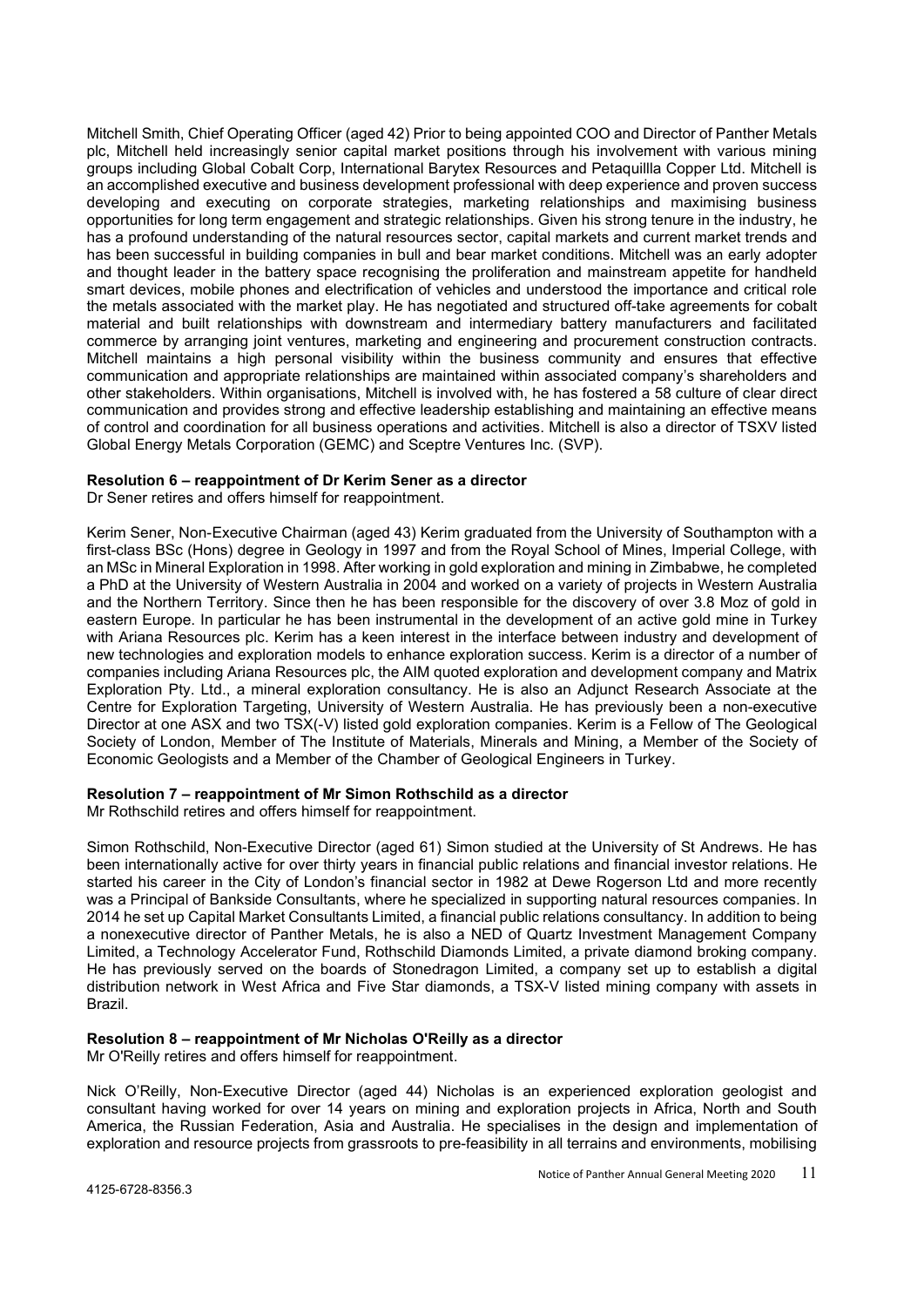Mitchell Smith, Chief Operating Officer (aged 42) Prior to being appointed COO and Director of Panther Metals plc, Mitchell held increasingly senior capital market positions through his involvement with various mining groups including Global Cobalt Corp, International Barytex Resources and Petaquillla Copper Ltd. Mitchell is an accomplished executive and business development professional with deep experience and proven success developing and executing on corporate strategies, marketing relationships and maximising business opportunities for long term engagement and strategic relationships. Given his strong tenure in the industry, he has a profound understanding of the natural resources sector, capital markets and current market trends and has been successful in building companies in bull and bear market conditions. Mitchell was an early adopter and thought leader in the battery space recognising the proliferation and mainstream appetite for handheld smart devices, mobile phones and electrification of vehicles and understood the importance and critical role the metals associated with the market play. He has negotiated and structured off-take agreements for cobalt material and built relationships with downstream and intermediary battery manufacturers and facilitated commerce by arranging joint ventures, marketing and engineering and procurement construction contracts. Mitchell maintains a high personal visibility within the business community and ensures that effective communication and appropriate relationships are maintained within associated company's shareholders and other stakeholders. Within organisations, Mitchell is involved with, he has fostered a 58 culture of clear direct communication and provides strong and effective leadership establishing and maintaining an effective means of control and coordination for all business operations and activities. Mitchell is also a director of TSXV listed Global Energy Metals Corporation (GEMC) and Sceptre Ventures Inc. (SVP).

**Resolution 6 – reappointment of Dr Kerim Sener as a director**

Dr Sener retires and offers himself for reappointment.

Kerim Sener, Non-Executive Chairman (aged 43) Kerim graduated from the University of Southampton with a first-class BSc (Hons) degree in Geology in 1997 and from the Royal School of Mines, Imperial College, with an MSc in Mineral Exploration in 1998. After working in gold exploration and mining in Zimbabwe, he completed a PhD at the University of Western Australia in 2004 and worked on a variety of projects in Western Australia and the Northern Territory. Since then he has been responsible for the discovery of over 3.8 Moz of gold in eastern Europe. In particular he has been instrumental in the development of an active gold mine in Turkey with Ariana Resources plc. Kerim has a keen interest in the interface between industry and development of new technologies and exploration models to enhance exploration success. Kerim is a director of a number of companies including Ariana Resources plc, the AIM quoted exploration and development company and Matrix Exploration Pty. Ltd., a mineral exploration consultancy. He is also an Adjunct Research Associate at the Centre for Exploration Targeting, University of Western Australia. He has previously been a non-executive Director at one ASX and two TSX(-V) listed gold exploration companies. Kerim is a Fellow of The Geological Society of London, Member of The Institute of Materials, Minerals and Mining, a Member of the Society of Economic Geologists and a Member of the Chamber of Geological Engineers in Turkey.

**Resolution 7 – reappointment of Mr Simon Rothschild as a director**

Mr Rothschild retires and offers himself for reappointment.

Simon Rothschild, Non-Executive Director (aged 61) Simon studied at the University of St Andrews. He has been internationally active for over thirty years in financial public relations and financial investor relations. He started his career in the City of London's financial sector in 1982 at Dewe Rogerson Ltd and more recently was a Principal of Bankside Consultants, where he specialized in supporting natural resources companies. In 2014 he set up Capital Market Consultants Limited, a financial public relations consultancy. In addition to being a nonexecutive director of Panther Metals, he is also a NED of Quartz Investment Management Company Limited, a Technology Accelerator Fund, Rothschild Diamonds Limited, a private diamond broking company. He has previously served on the boards of Stonedragon Limited, a company set up to establish a digital distribution network in West Africa and Five Star diamonds, a TSX-V listed mining company with assets in Brazil.

**Resolution 8 – reappointment of Mr Nicholas O'Reilly as a director**

Mr O'Reilly retires and offers himself for reappointment.

Nick O'Reilly, Non-Executive Director (aged 44) Nicholas is an experienced exploration geologist and consultant having worked for over 14 years on mining and exploration projects in Africa, North and South America, the Russian Federation, Asia and Australia. He specialises in the design and implementation of exploration and resource projects from grassroots to pre-feasibility in all terrains and environments, mobilising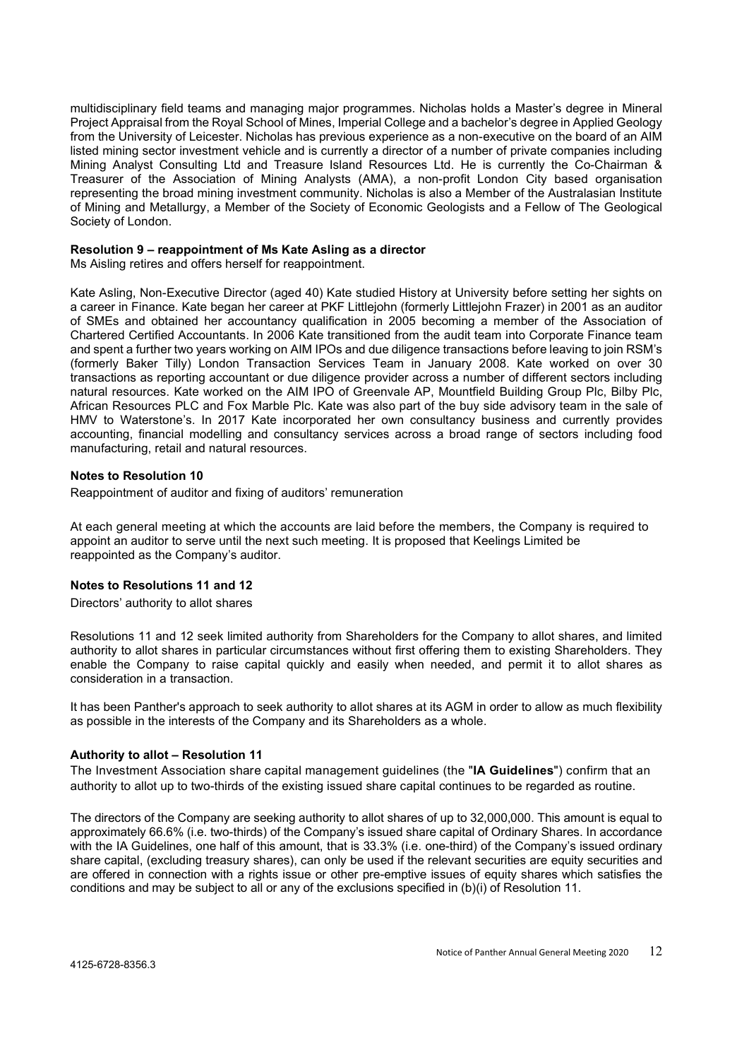multidisciplinary field teams and managing major programmes. Nicholas holds a Master's degree in Mineral Project Appraisal from the Royal School of Mines, Imperial College and a bachelor's degree in Applied Geology from the University of Leicester. Nicholas has previous experience as a non-executive on the board of an AIM listed mining sector investment vehicle and is currently a director of a number of private companies including Mining Analyst Consulting Ltd and Treasure Island Resources Ltd. He is currently the Co-Chairman & Treasurer of the Association of Mining Analysts (AMA), a non-profit London City based organisation representing the broad mining investment community. Nicholas is also a Member of the Australasian Institute of Mining and Metallurgy, a Member of the Society of Economic Geologists and a Fellow of The Geological Society of London.

**Resolution 9 – reappointment of Ms Kate Asling as a director**

Ms Aisling retires and offers herself for reappointment.

Kate Asling, Non-Executive Director (aged 40) Kate studied History at University before setting her sights on a career in Finance. Kate began her career at PKF Littlejohn (formerly Littlejohn Frazer) in 2001 as an auditor of SMEs and obtained her accountancy qualification in 2005 becoming a member of the Association of Chartered Certified Accountants. In 2006 Kate transitioned from the audit team into Corporate Finance team and spent a further two years working on AIM IPOs and due diligence transactions before leaving to join RSM's (formerly Baker Tilly) London Transaction Services Team in January 2008. Kate worked on over 30 transactions as reporting accountant or due diligence provider across a number of different sectors including natural resources. Kate worked on the AIM IPO of Greenvale AP, Mountfield Building Group Plc, Bilby Plc, African Resources PLC and Fox Marble Plc. Kate was also part of the buy side advisory team in the sale of HMV to Waterstone's. In 2017 Kate incorporated her own consultancy business and currently provides accounting, financial modelling and consultancy services across a broad range of sectors including food manufacturing, retail and natural resources.

**Notes to Resolution 10**

Reappointment of auditor and fixing of auditors' remuneration

At each general meeting at which the accounts are laid before the members, the Company is required to appoint an auditor to serve until the next such meeting. It is proposed that Keelings Limited be reappointed as the Company's auditor.

**Notes to Resolutions 11 and 12**

Directors' authority to allot shares

Resolutions 11 and 12 seek limited authority from Shareholders for the Company to allot shares, and limited authority to allot shares in particular circumstances without first offering them to existing Shareholders. They enable the Company to raise capital quickly and easily when needed, and permit it to allot shares as consideration in a transaction.

It has been Panther's approach to seek authority to allot shares at its AGM in order to allow as much flexibility as possible in the interests of the Company and its Shareholders as a whole.

**Authority to allot – Resolution 11**

The Investment Association share capital management guidelines (the "**IA Guidelines**") confirm that an authority to allot up to two-thirds of the existing issued share capital continues to be regarded as routine.

The directors of the Company are seeking authority to allot shares of up to 32,000,000. This amount is equal to approximately 66.6% (i.e. two-thirds) of the Company's issued share capital of Ordinary Shares. In accordance with the IA Guidelines, one half of this amount, that is 33.3% (i.e. one-third) of the Company's issued ordinary share capital, (excluding treasury shares), can only be used if the relevant securities are equity securities and are offered in connection with a rights issue or other pre-emptive issues of equity shares which satisfies the conditions and may be subject to all or any of the exclusions specified in (b)(i) of Resolution 11.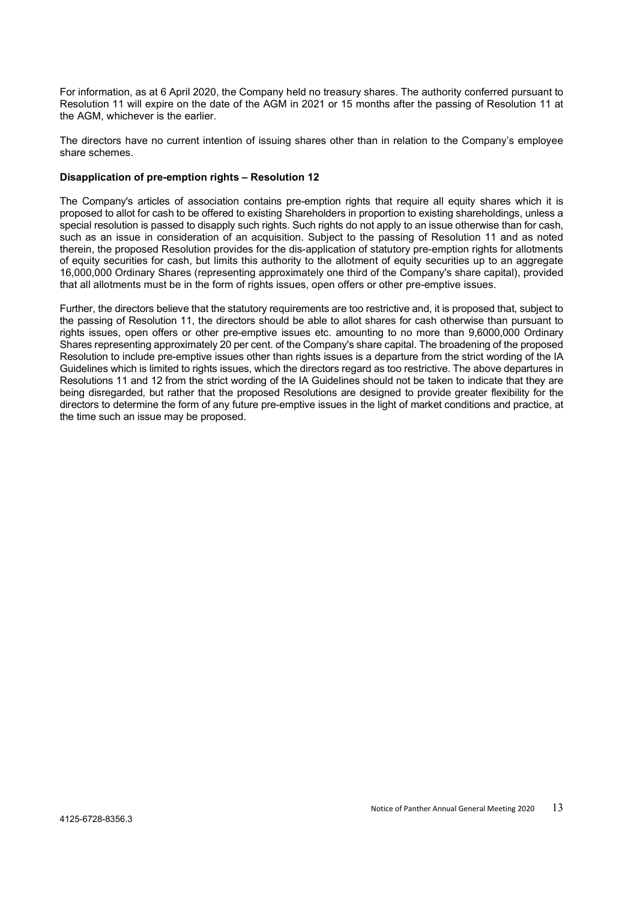For information, as at 6 April 2020, the Company held no treasury shares. The authority conferred pursuant to Resolution 11 will expire on the date of the AGM in 2021 or 15 months after the passing of Resolution 11 at the AGM, whichever is the earlier.

The directors have no current intention of issuing shares other than in relation to the Company's employee share schemes.

**Disapplication of pre-emption rights – Resolution 12**

The Company's articles of association contains pre-emption rights that require all equity shares which it is proposed to allot for cash to be offered to existing Shareholders in proportion to existing shareholdings, unless a special resolution is passed to disapply such rights. Such rights do not apply to an issue otherwise than for cash, such as an issue in consideration of an acquisition. Subject to the passing of Resolution 11 and as noted therein, the proposed Resolution provides for the dis-application of statutory pre-emption rights for allotments of equity securities for cash, but limits this authority to the allotment of equity securities up to an aggregate 16,000,000 Ordinary Shares (representing approximately one third of the Company's share capital), provided that all allotments must be in the form of rights issues, open offers or other pre-emptive issues.

Further, the directors believe that the statutory requirements are too restrictive and, it is proposed that, subject to the passing of Resolution 11, the directors should be able to allot shares for cash otherwise than pursuant to rights issues, open offers or other pre-emptive issues etc. amounting to no more than 9,6000,000 Ordinary Shares representing approximately 20 per cent. of the Company's share capital. The broadening of the proposed Resolution to include pre-emptive issues other than rights issues is a departure from the strict wording of the IA Guidelines which is limited to rights issues, which the directors regard as too restrictive. The above departures in Resolutions 11 and 12 from the strict wording of the IA Guidelines should not be taken to indicate that they are being disregarded, but rather that the proposed Resolutions are designed to provide greater flexibility for the directors to determine the form of any future pre-emptive issues in the light of market conditions and practice, at the time such an issue may be proposed.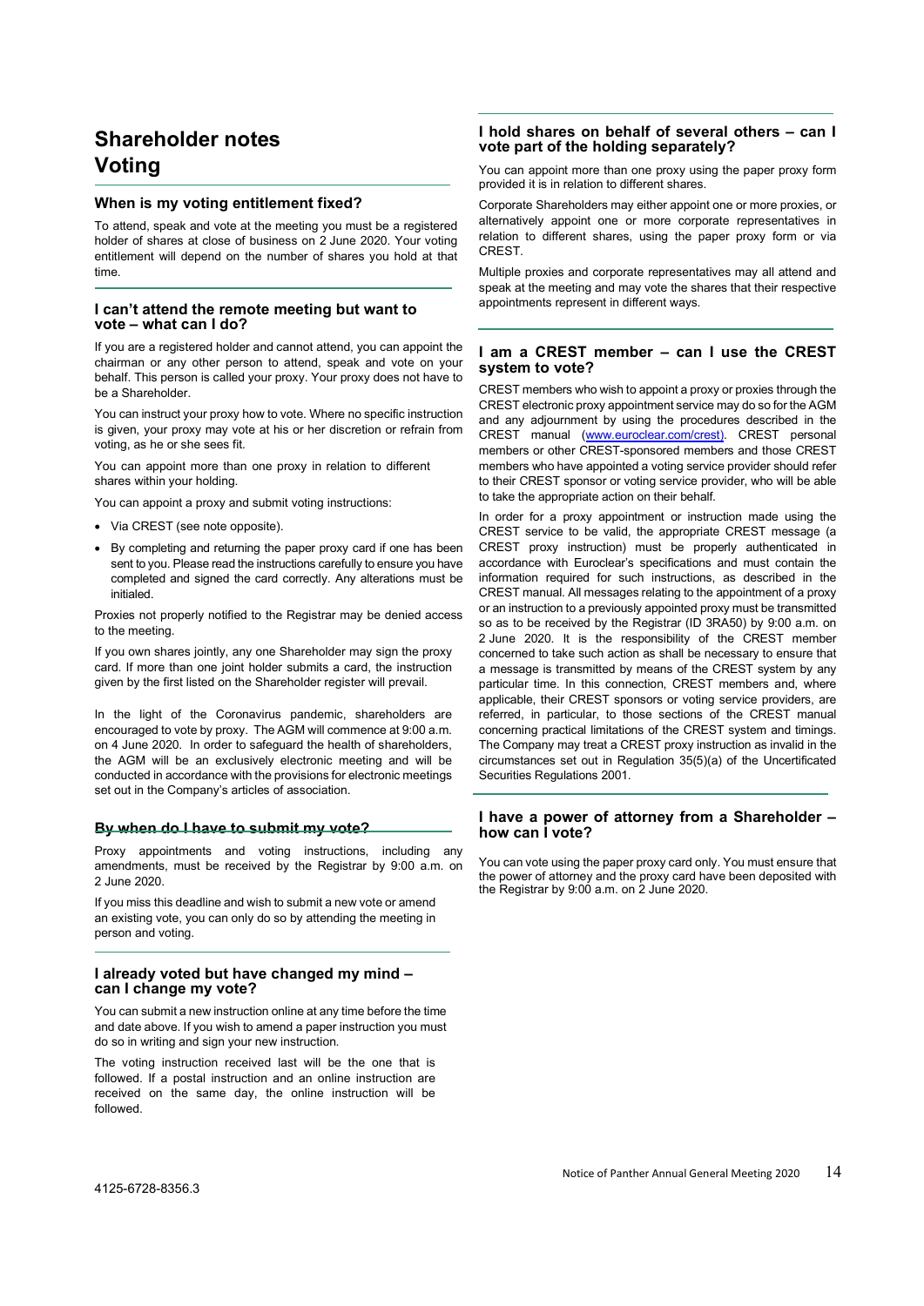# Shareholder notes

# Voting

### When is my voting entitlement fixed?

To attend, speak and vote at the meeting you must be a registered holder of shares at close of business on 2 June 2020. Your voting entitlement will depend on the number of shares you hold at that time.

### I can't attend the remote meeting but want to vote – what can I do?

If you are a registered holder and cannot attend, you can appoint the chairman or any other person to attend, speak and vote on your behalf. This person is called your proxy. Your proxy does not have to be a Shareholder.

You can instruct your proxy how to vote. Where no specific instruction is given, your proxy may vote at his or her discretion or refrain from voting, as he or she sees fit.

You can appoint more than one proxy in relation to different shares within your holding.

You can appoint a proxy and submit voting instructions:

- Via CREST (see note opposite).
- By completing and returning the paper proxy card if one has been sent to you. Please read the instructions carefully to ensure you have completed and signed the card correctly. Any alterations must be initialed.

Proxies not properly notified to the Registrar may be denied access to the meeting.

If you own shares jointly, any one Shareholder may sign the proxy card. If more than one joint holder submits a card, the instruction given by the first listed on the Shareholder register will prevail.

In the light of the Coronavirus pandemic, shareholders are encouraged to vote by proxy. The AGM will commence at 9:00 a.m. on 4 June 2020. In order to safeguard the health of shareholders, the AGM will be an exclusively electronic meeting and will be conducted in accordance with the provisions for electronic meetings set out in the Company's articles of association.

### By when do I have to submit my vote?

Proxy appointments and voting instructions, including any amendments, must be received by the Registrar by 9:00 a.m. on 2 June 2020.

If you miss this deadline and wish to submit a new vote or amend an existing vote, you can only do so by attending the meeting in person and voting.

### I already voted but have changed my mind – can I change my vote?

You can submit a new instruction online at any time before the time and date above. If you wish to amend a paper instruction you must do so in writing and sign your new instruction.

The voting instruction received last will be the one that is followed. If a postal instruction and an online instruction are received on the same day, the online instruction will be followed.

### I hold shares on behalf of several others – can I vote part of the holding separately?

You can appoint more than one proxy using the paper proxy form provided it is in relation to different shares.

Corporate Shareholders may either appoint one or more proxies, or alternatively appoint one or more corporate representatives in relation to different shares, using the paper proxy form or via CREST.

Multiple proxies and corporate representatives may all attend and speak at the meeting and may vote the shares that their respective appointments represent in different ways.

### I am a CREST member – can I use the CREST system to vote?

CREST members who wish to appoint a proxy or proxies through the CREST electronic proxy appointment service may do so for the AGM and any adjournment by using the procedures described in the CREST manual (www.euroclear.com/crest). CREST personal members or other CREST-sponsored members and those CREST members who have appointed a voting service provider should refer to their CREST sponsor or voting service provider, who will be able to take the appropriate action on their behalf.

In order for a proxy appointment or instruction made using the CREST service to be valid, the appropriate CREST message (a CREST proxy instruction) must be properly authenticated in accordance with Euroclear's specifications and must contain the information required for such instructions, as described in the CREST manual. All messages relating to the appointment of a proxy or an instruction to a previously appointed proxy must be transmitted so as to be received by the Registrar (ID 3RA50) by 9:00 a.m. on 2 June 2020. It is the responsibility of the CREST member concerned to take such action as shall be necessary to ensure that a message is transmitted by means of the CREST system by any particular time. In this connection, CREST members and, where applicable, their CREST sponsors or voting service providers, are referred, in particular, to those sections of the CREST manual concerning practical limitations of the CREST system and timings. The Company may treat a CREST proxy instruction as invalid in the circumstances set out in Regulation 35(5)(a) of the Uncertificated Securities Regulations 2001.

### I have a power of attorney from a Shareholder – how can I vote?

You can vote using the paper proxy card only. You must ensure that the power of attorney and the proxy card have been deposited with the Registrar by 9:00 a.m. on 2 June 2020.

4125-6728-8356.3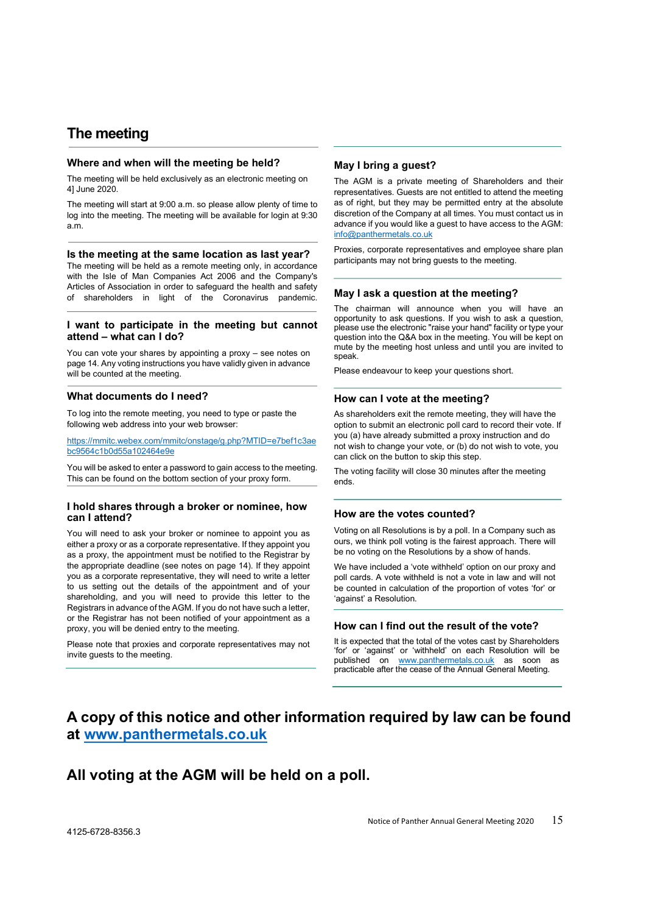# The meeting

### Where and when will the meeting be held?

The meeting will be held exclusively as an electronic meeting on 4] June 2020.

The meeting will start at 9:00 a.m. so please allow plenty of time to log into the meeting. The meeting will be available for login at 9:30 a.m.

### Is the meeting at the same location as last year?

The meeting will be held as a remote meeting only, in accordance with the Isle of Man Companies Act 2006 and the Company's Articles of Association in order to safeguard the health and safety of shareholders in light of the Coronavirus pandemic.

### I want to participate in the meeting but cannot attend – what can I do?

You can vote your shares by appointing a proxy – see notes on page 14. Any voting instructions you have validly given in advance will be counted at the meeting.

### What documents do I need?

To log into the remote meeting, you need to type or paste the following web address into your web browser:

https://mmitc.webex.com/mmitc/onstage/g.php?MTID=e7bef1c3aebc9564c1b0d55a102464e9e

You will be asked to enter a password to gain access to the meeting. This can be found on the bottom section of your proxy form.

### I hold shares through a broker or nominee, how can I attend?

You will need to ask your broker or nominee to appoint you as either a proxy or as a corporate representative. If they appoint you as a proxy, the appointment must be notified to the Registrar by the appropriate deadline (see notes on page 14). If they appoint you as a corporate representative, they will need to write a letter to us setting out the details of the appointment and of your shareholding, and you will need to provide this letter to the Registrars in advance of the AGM. If you do not have such a letter, or the Registrar has not been notified of your appointment as a proxy, you will be denied entry to the meeting.

Please note that proxies and corporate representatives may not invite guests to the meeting.

### May I bring a guest?

The AGM is a private meeting of Shareholders and their representatives. Guests are not entitled to attend the meeting as of right, but they may be permitted entry at the absolute discretion of the Company at all times. You must contact us in advance if you would like a guest to have access to the AGM: info@panthermetals.co.uk

Proxies, corporate representatives and employee share plan participants may not bring guests to the meeting.

### May I ask a question at the meeting?

The chairman will announce when you will have an opportunity to ask questions. If you wish to ask a question, please use the electronic "raise your hand" facility or type your question into the Q&A box in the meeting. You will be kept on mute by the meeting host unless and until you are invited to speak.

Please endeavour to keep your questions short.

### How can I vote at the meeting?

As shareholders exit the remote meeting, they will have the option to submit an electronic poll card to record their vote. If you (a) have already submitted a proxy instruction and do not wish to change your vote, or (b) do not wish to vote, you can click on the button to skip this step.

The voting facility will close 30 minutes after the meeting ends.

### How are the votes counted?

Voting on all Resolutions is by a poll. In a Company such as ours, we think poll voting is the fairest approach. There will be no voting on the Resolutions by a show of hands.

We have included a 'vote withheld' option on our proxy and poll cards. A vote withheld is not a vote in law and will not be counted in calculation of the proportion of votes 'for' or 'against' a Resolution.

### How can I find out the result of the vote?

It is expected that the total of the votes cast by Shareholders 'for' or 'against' or 'withheld' on each Resolution will be published on www.panthermetals.co.uk as soon as practicable after the cease of the Annual General Meeting.

## A copy of this notice and other information required by law can be found at www.panthermetals.co.uk

## All voting at the AGM will be held on a poll.

4125-6728-8356.3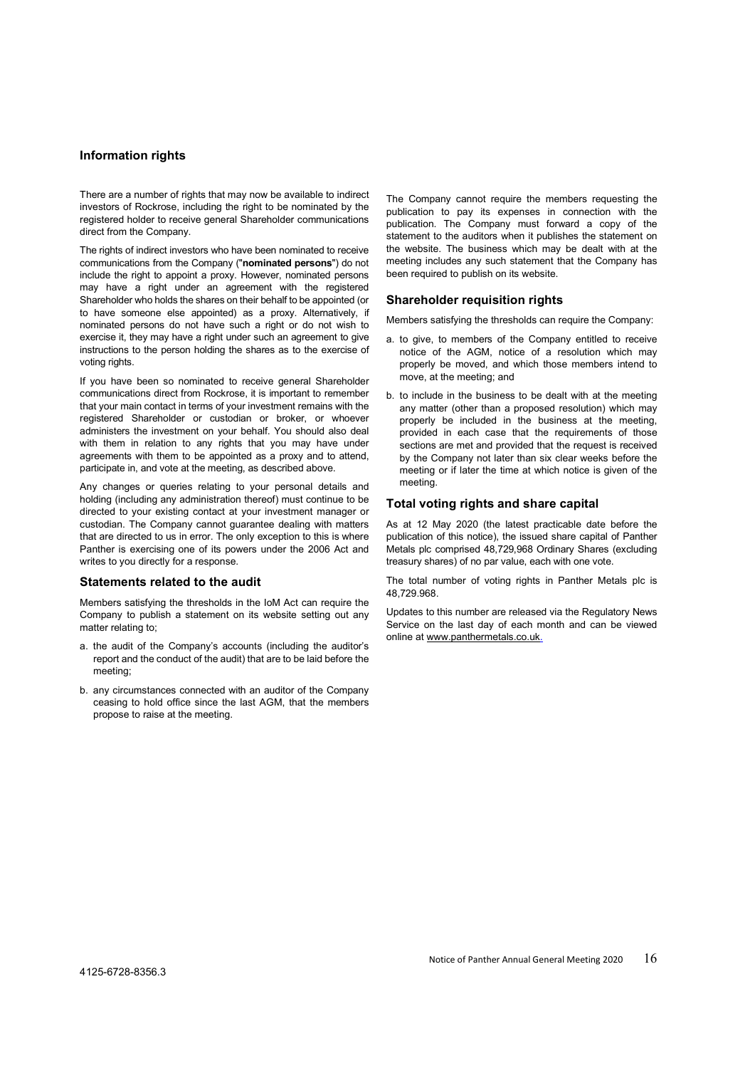## Information rights

There are a number of rights that may now be available to indirect investors of Rockrose, including the right to be nominated by the registered holder to receive general Shareholder communications direct from the Company.

The rights of indirect investors who have been nominated to receive communications from the Company ("**nominated persons**") do not include the right to appoint a proxy. However, nominated persons may have a right under an agreement with the registered Shareholder who holds the shares on their behalf to be appointed (or to have someone else appointed) as a proxy. Alternatively, if nominated persons do not have such a right or do not wish to exercise it, they may have a right under such an agreement to give instructions to the person holding the shares as to the exercise of voting rights.

If you have been so nominated to receive general Shareholder communications direct from Rockrose, it is important to remember that your main contact in terms of your investment remains with the registered Shareholder or custodian or broker, or whoever administers the investment on your behalf. You should also deal with them in relation to any rights that you may have under agreements with them to be appointed as a proxy and to attend, participate in, and vote at the meeting, as described above.

Any changes or queries relating to your personal details and holding (including any administration thereof) must continue to be directed to your existing contact at your investment manager or custodian. The Company cannot guarantee dealing with matters that are directed to us in error. The only exception to this is where Panther is exercising one of its powers under the 2006 Act and writes to you directly for a response.

### Statements related to the audit

Members satisfying the thresholds in the IoM Act can require the Company to publish a statement on its website setting out any matter relating to;

a. the audit of the Company's accounts (including the auditor's report and the conduct of the audit) that are to be laid before the meeting;

b. any circumstances connected with an auditor of the Company ceasing to hold office since the last AGM, that the members propose to raise at the meeting.

The Company cannot require the members requesting the publication to pay its expenses in connection with the publication. The Company must forward a copy of the statement to the auditors when it publishes the statement on the website. The business which may be dealt with at the meeting includes any such statement that the Company has been required to publish on its website.

### Shareholder requisition rights

Members satisfying the thresholds can require the Company:

a. to give, to members of the Company entitled to receive notice of the AGM, notice of a resolution which may properly be moved, and which those members intend to move, at the meeting; and

b. to include in the business to be dealt with at the meeting any matter (other than a proposed resolution) which may properly be included in the business at the meeting, provided in each case that the requirements of those sections are met and provided that the request is received by the Company not later than six clear weeks before the meeting or if later the time at which notice is given of the meeting.

### Total voting rights and share capital

As at 12 May 2020 (the latest practicable date before the publication of this notice), the issued share capital of Panther Metals plc comprised 48,729,968 Ordinary Shares (excluding treasury shares) of no par value, each with one vote.

The total number of voting rights in Panther Metals plc is 48,729,968.

Updates to this number are released via the Regulatory News Service on the last day of each month and can be viewed online at www.panthermetals.co.uk.

4125-6728-8356.3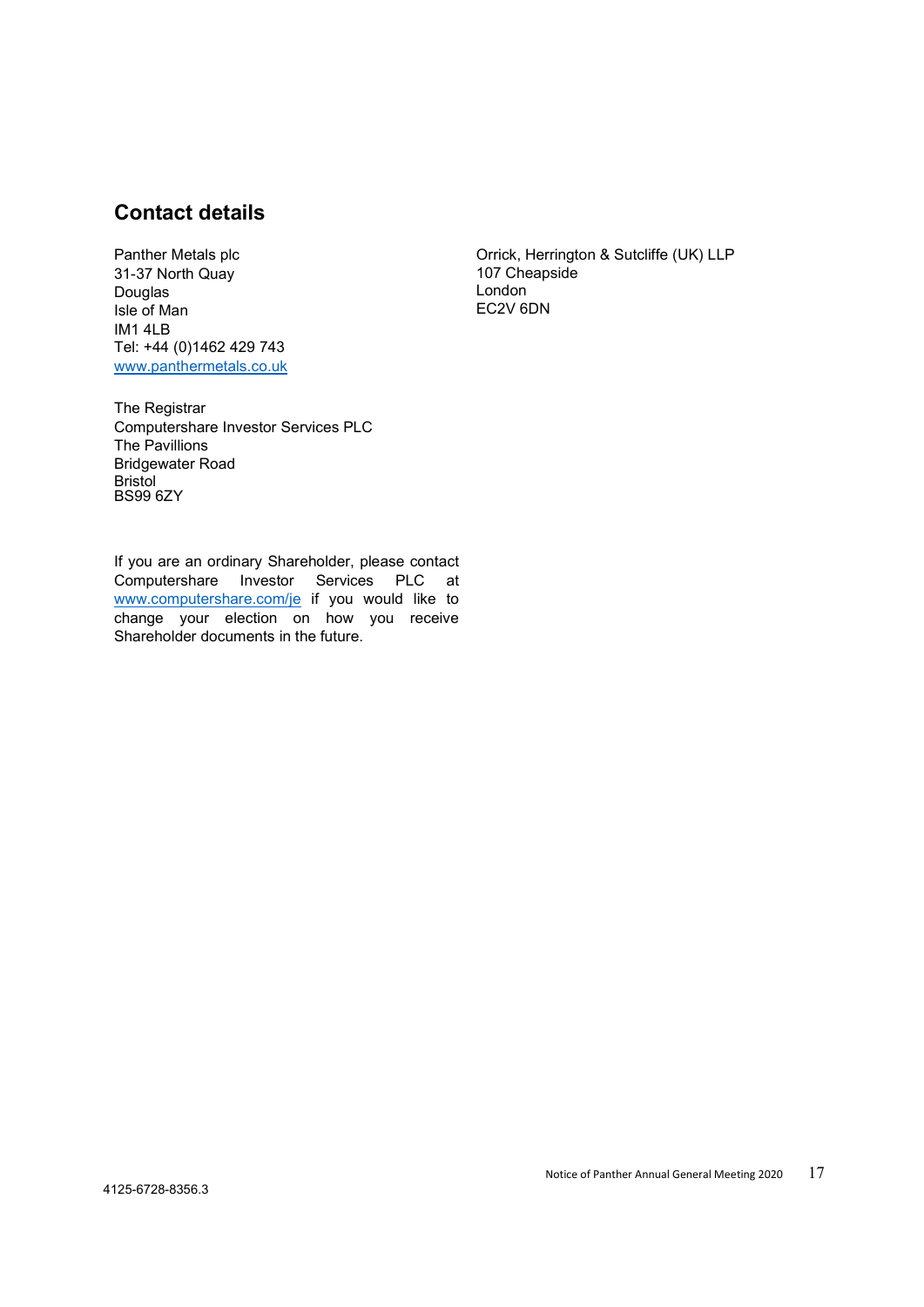## Contact details

Panther Metals plc
31-37 North Quay
Douglas
Isle of Man
IM1 4LB
Tel: +44 (0)1462 429 743
www.panthermetals.co.uk

The Registrar
Computershare Investor Services PLC
The Pavillions
Bridgewater Road
Bristol
BS99 6ZY

If you are an ordinary Shareholder, please contact Computershare Investor Services PLC at www.computershare.com/je if you would like to change your election on how you receive Shareholder documents in the future.

Orrick, Herrington & Sutcliffe (UK) LLP
107 Cheapside
London
EC2V 6DN

4125-6728-8356.3